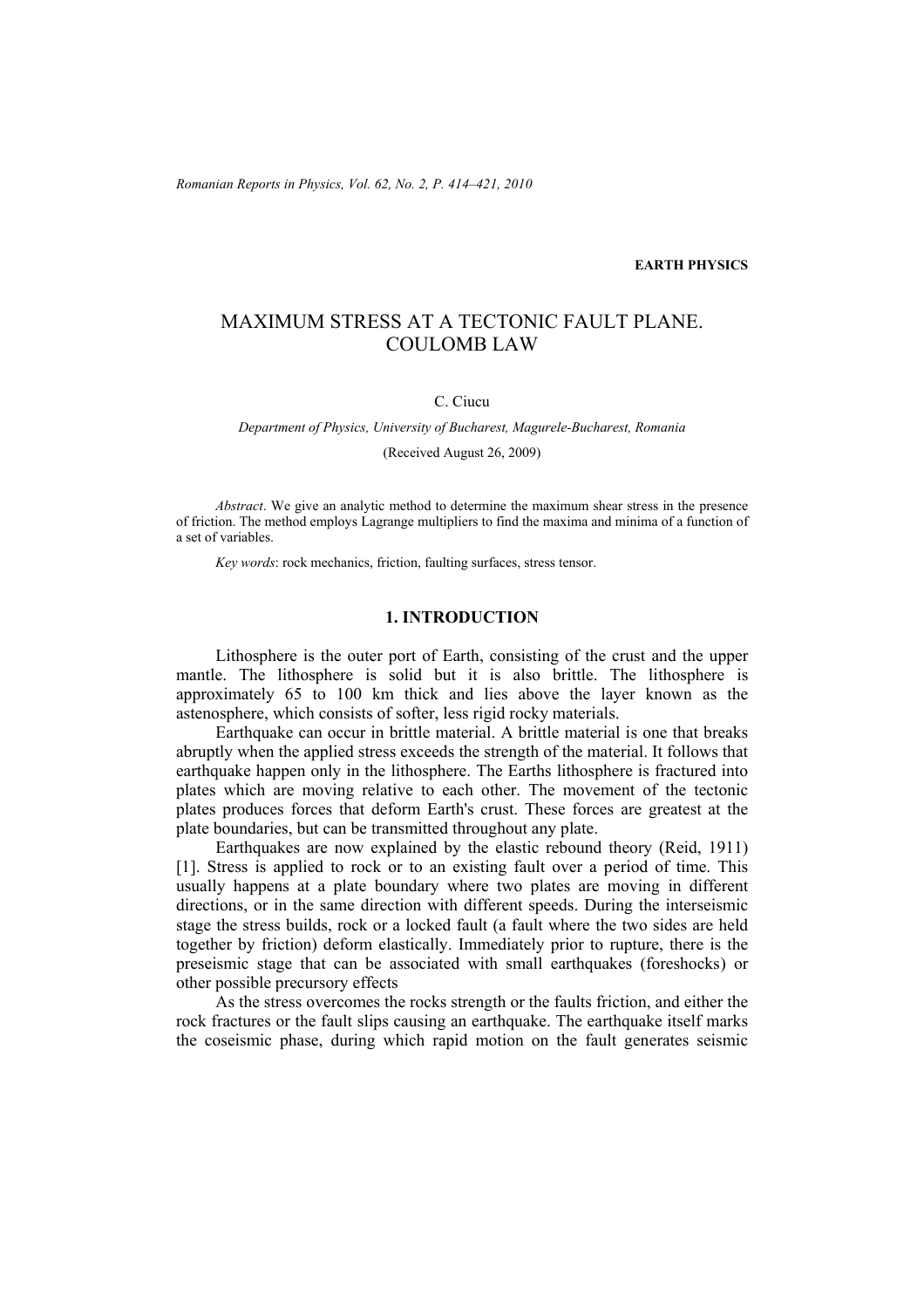EARTH PHYSICS

# MAXIMUM STRESS AT A TECTONIC FAULT PLANE. COULOMB LAW

C. Ciucu

*Department of Physics, University of Bucharest, Magurele-Bucharest, Romania*

(Received August 26, 2009)

*Abstract*. We give an analytic method to determine the maximum shear stress in the presence of friction. The method employs Lagrange multipliers to find the maxima and minima of a function of a set of variables.

*Key words*: rock mechanics, friction, faulting surfaces, stress tensor.

## 1. INTRODUCTION

Lithosphere is the outer port of Earth, consisting of the crust and the upper mantle. The lithosphere is solid but it is also brittle. The lithosphere is approximately 65 to 100 km thick and lies above the layer known as the astenosphere, which consists of softer, less rigid rocky materials.

Earthquake can occur in brittle material. A brittle material is one that breaks abruptly when the applied stress exceeds the strength of the material. It follows that earthquake happen only in the lithosphere. The Earths lithosphere is fractured into plates which are moving relative to each other. The movement of the tectonic plates produces forces that deform Earth's crust. These forces are greatest at the plate boundaries, but can be transmitted throughout any plate.

Earthquakes are now explained by the elastic rebound theory (Reid, 1911) [1]. Stress is applied to rock or to an existing fault over a period of time. This usually happens at a plate boundary where two plates are moving in different directions, or in the same direction with different speeds. During the interseismic stage the stress builds, rock or a locked fault (a fault where the two sides are held together by friction) deform elastically. Immediately prior to rupture, there is the preseismic stage that can be associated with small earthquakes (foreshocks) or other possible precursory effects

As the stress overcomes the rocks strength or the faults friction, and either the rock fractures or the fault slips causing an earthquake. The earthquake itself marks the coseismic phase, during which rapid motion on the fault generates seismic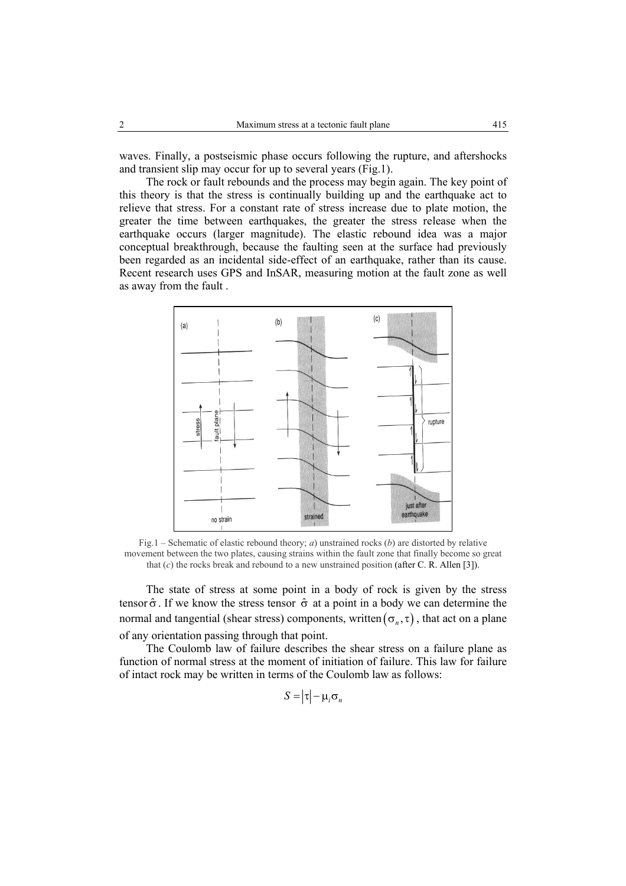waves. Finally, a postseismic phase occurs following the rupture, and aftershocks and transient slip may occur for up to several years (Fig.1).

The rock or fault rebounds and the process may begin again. The key point of this theory is that the stress is continually building up and the earthquake act to relieve that stress. For a constant rate of stress increase due to plate motion, the greater the time between earthquakes, the greater the stress release when the earthquake occurs (larger magnitude). The elastic rebound idea was a major conceptual breakthrough, because the faulting seen at the surface had previously been regarded as an incidental side-effect of an earthquake, rather than its cause. Recent research uses GPS and InSAR, measuring motion at the fault zone as well as away from the fault .

Fig.1 – Schematic of elastic rebound theory; *a*) unstrained rocks (*b*) are distorted by relative movement between the two plates, causing strains within the fault zone that finally become so great that (*c*) the rocks break and rebound to a new unstrained position (after C. R. Allen [3]).

The state of stress at some point in a body of rock is given by the stress tensor $\hat{\sigma}$. If we know the stress tensor $\hat{\sigma}$ at a point in a body we can determine the normal and tangential (shear stress) components, written $(\sigma_n, \tau)$, that act on a plane of any orientation passing through that point.

The Coulomb law of failure describes the shear stress on a failure plane as function of normal stress at the moment of initiation of failure. This law for failure of intact rock may be written in terms of the Coulomb law as follows:

$$S = |\tau| - \mu_i \sigma_n$$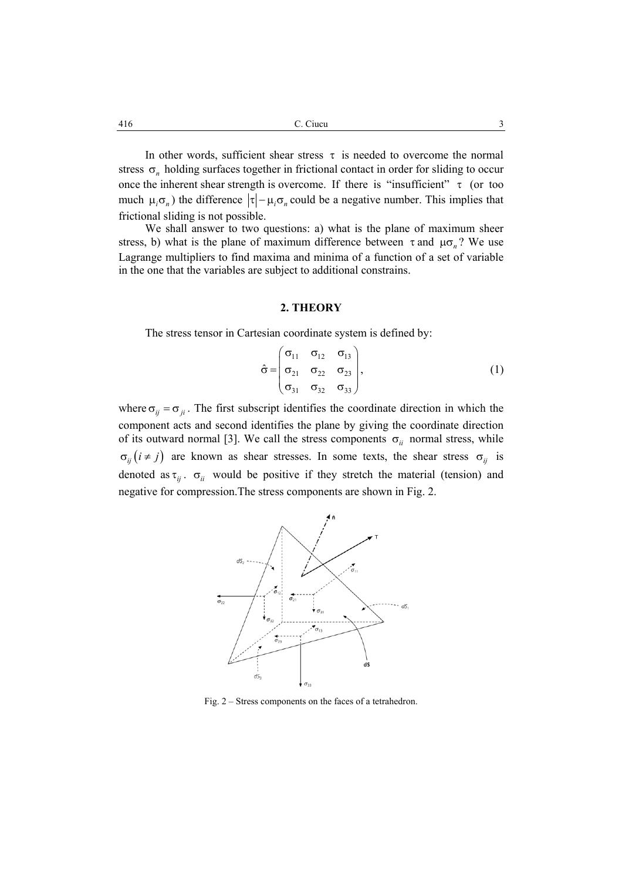In other words, sufficient shear stress $\tau$ is needed to overcome the normal stress $\sigma_n$ holding surfaces together in frictional contact in order for sliding to occur once the inherent shear strength is overcome. If there is "insufficient" $\tau$ (or too much $\mu_i\sigma_n$) the difference $|\tau| - \mu_i\sigma_n$ could be a negative number. This implies that frictional sliding is not possible.

We shall answer to two questions: a) what is the plane of maximum sheer stress, b) what is the plane of maximum difference between $\tau$ and $\mu\sigma_n$? We use Lagrange multipliers to find maxima and minima of a function of a set of variable in the one that the variables are subject to additional constrains.

## 2. THEORY

The stress tensor in Cartesian coordinate system is defined by:

$$\hat{\sigma} = \begin{pmatrix} \sigma_{11} & \sigma_{12} & \sigma_{13} \\ \sigma_{21} & \sigma_{22} & \sigma_{23} \\ \sigma_{31} & \sigma_{32} & \sigma_{33} \end{pmatrix}, \tag{1}$$

where $\sigma_{ij} = \sigma_{ji}$. The first subscript identifies the coordinate direction in which the component acts and second identifies the plane by giving the coordinate direction of its outward normal [3]. We call the stress components $\sigma_{ii}$ normal stress, while $\sigma_{ij}\,(i \neq j)$ are known as shear stresses. In some texts, the shear stress $\sigma_{ij}$ is denoted as $\tau_{ij}$. $\sigma_{ii}$ would be positive if they stretch the material (tension) and negative for compression.The stress components are shown in Fig. 2.

Fig. 2 – Stress components on the faces of a tetrahedron.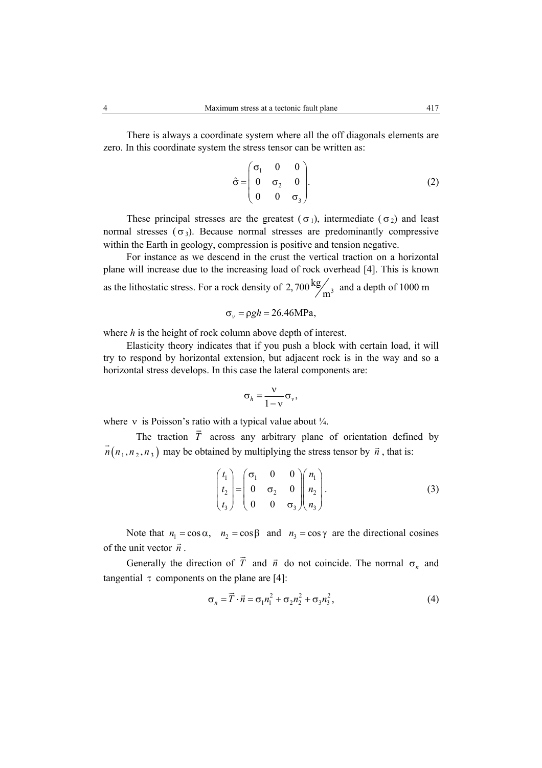There is always a coordinate system where all the off diagonals elements are zero. In this coordinate system the stress tensor can be written as:

$$\hat{\sigma} = \begin{pmatrix} \sigma_1 & 0 & 0 \\ 0 & \sigma_2 & 0 \\ 0 & 0 & \sigma_3 \end{pmatrix}. \tag{2}$$

These principal stresses are the greatest ($\sigma_1$), intermediate ($\sigma_2$) and least normal stresses ($\sigma_3$). Because normal stresses are predominantly compressive within the Earth in geology, compression is positive and tension negative.

For instance as we descend in the crust the vertical traction on a horizontal plane will increase due to the increasing load of rock overhead [4]. This is known as the lithostatic stress. For a rock density of $2,700\,\mathrm{kg}/\mathrm{m}^3$ and a depth of 1000 m

$$\sigma_v = \rho g h = 26.46\mathrm{MPa},$$

where *h* is the height of rock column above depth of interest.

Elasticity theory indicates that if you push a block with certain load, it will try to respond by horizontal extension, but adjacent rock is in the way and so a horizontal stress develops. In this case the lateral components are:

$$\sigma_h = \frac{\nu}{1-\nu}\sigma_v,$$

where $\nu$ is Poisson's ratio with a typical value about ¼.

The traction $\vec{T}$ across any arbitrary plane of orientation defined by $\vec{n}(n_1, n_2, n_3)$ may be obtained by multiplying the stress tensor by $\vec{n}$, that is:

$$\begin{pmatrix} t_1 \\ t_2 \\ t_3 \end{pmatrix} = \begin{pmatrix} \sigma_1 & 0 & 0 \\ 0 & \sigma_2 & 0 \\ 0 & 0 & \sigma_3 \end{pmatrix} \begin{pmatrix} n_1 \\ n_2 \\ n_3 \end{pmatrix}. \tag{3}$$

Note that $n_1 = \cos\alpha,\ \ n_2 = \cos\beta$ and $n_3 = \cos\gamma$ are the directional cosines of the unit vector $\vec{n}$.

Generally the direction of $\vec{T}$ and $\vec{n}$ do not coincide. The normal $\sigma_n$ and tangential $\tau$ components on the plane are [4]:

$$\sigma_n = \vec{T} \cdot \vec{n} = \sigma_1 n_1^2 + \sigma_2 n_2^2 + \sigma_3 n_3^2, \tag{4}$$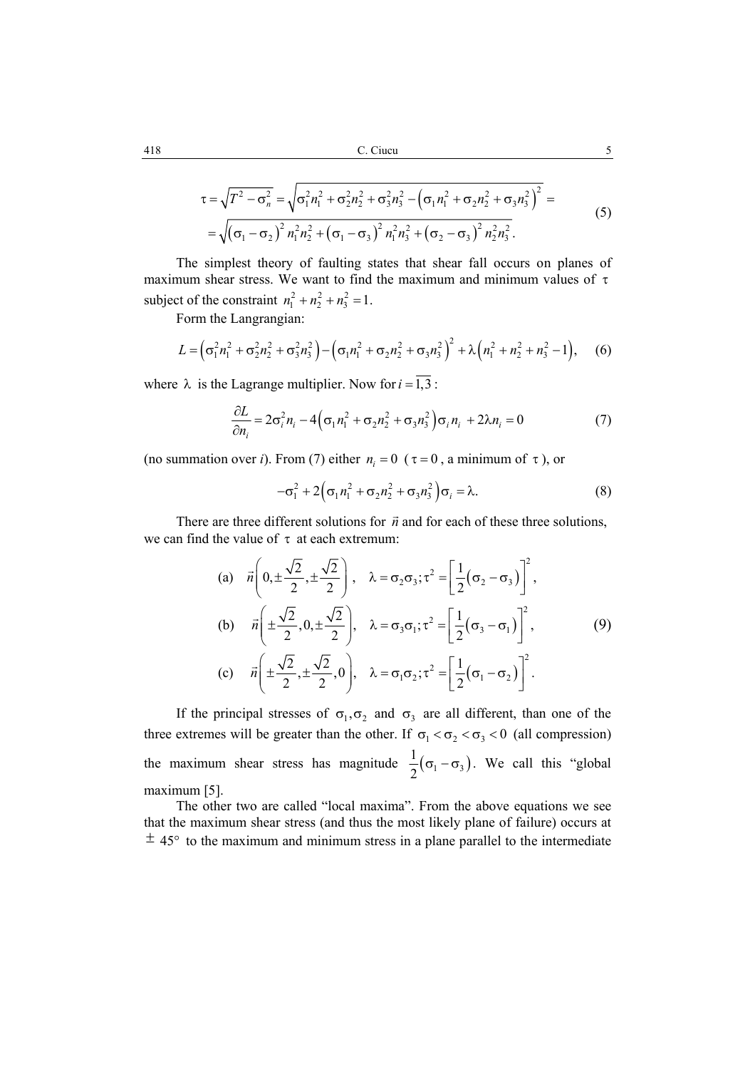$$\tau = \sqrt{T^2 - \sigma_n^2} = \sqrt{\sigma_1^2 n_1^2 + \sigma_2^2 n_2^2 + \sigma_3^2 n_3^2 - \left(\sigma_1 n_1^2 + \sigma_2 n_2^2 + \sigma_3 n_3^2\right)^2} =$$
$$= \sqrt{\left(\sigma_1 - \sigma_2\right)^2 n_1^2 n_2^2 + \left(\sigma_1 - \sigma_3\right)^2 n_1^2 n_3^2 + \left(\sigma_2 - \sigma_3\right)^2 n_2^2 n_3^2}. \tag{5}$$

The simplest theory of faulting states that shear fall occurs on planes of maximum shear stress. We want to find the maximum and minimum values of $\tau$ subject of the constraint $n_1^2 + n_2^2 + n_3^2 = 1$.

Form the Langrangian:

$$L = \left(\sigma_1^2 n_1^2 + \sigma_2^2 n_2^2 + \sigma_3^2 n_3^2\right) - \left(\sigma_1 n_1^2 + \sigma_2 n_2^2 + \sigma_3 n_3^2\right)^2 + \lambda\left(n_1^2 + n_2^2 + n_3^2 - 1\right), \tag{6}$$

where $\lambda$ is the Lagrange multiplier. Now for $i = \overline{1,3}$ :

$$\frac{\partial L}{\partial n_i} = 2\sigma_i^2 n_i - 4\left(\sigma_1 n_1^2 + \sigma_2 n_2^2 + \sigma_3 n_3^2\right)\sigma_i n_i + 2\lambda n_i = 0 \tag{7}$$

(no summation over *i*). From (7) either $n_i = 0$ ($\tau = 0$, a minimum of $\tau$), or

$$-\sigma_1^2 + 2\left(\sigma_1 n_1^2 + \sigma_2 n_2^2 + \sigma_3 n_3^2\right)\sigma_i = \lambda. \tag{8}$$

There are three different solutions for $\vec{n}$ and for each of these three solutions, we can find the value of $\tau$ at each extremum:

$$\begin{aligned}
&\text{(a)} \quad \vec{n}\left(0, \pm\frac{\sqrt{2}}{2}, \pm\frac{\sqrt{2}}{2}\right), \quad \lambda = \sigma_2\sigma_3; \tau^2 = \left[\frac{1}{2}\left(\sigma_2 - \sigma_3\right)\right]^2, \\
&\text{(b)} \quad \vec{n}\left(\pm\frac{\sqrt{2}}{2}, 0, \pm\frac{\sqrt{2}}{2}\right), \quad \lambda = \sigma_3\sigma_1; \tau^2 = \left[\frac{1}{2}\left(\sigma_3 - \sigma_1\right)\right]^2, \\
&\text{(c)} \quad \vec{n}\left(\pm\frac{\sqrt{2}}{2}, \pm\frac{\sqrt{2}}{2}, 0\right), \quad \lambda = \sigma_1\sigma_2; \tau^2 = \left[\frac{1}{2}\left(\sigma_1 - \sigma_2\right)\right]^2.
\end{aligned} \tag{9}$$

If the principal stresses of $\sigma_1, \sigma_2$ and $\sigma_3$ are all different, than one of the three extremes will be greater than the other. If $\sigma_1 < \sigma_2 < \sigma_3 < 0$ (all compression) the maximum shear stress has magnitude $\frac{1}{2}\left(\sigma_1 - \sigma_3\right)$. We call this "global maximum [5].

The other two are called "local maxima". From the above equations we see that the maximum shear stress (and thus the most likely plane of failure) occurs at $\pm$ 45° to the maximum and minimum stress in a plane parallel to the intermediate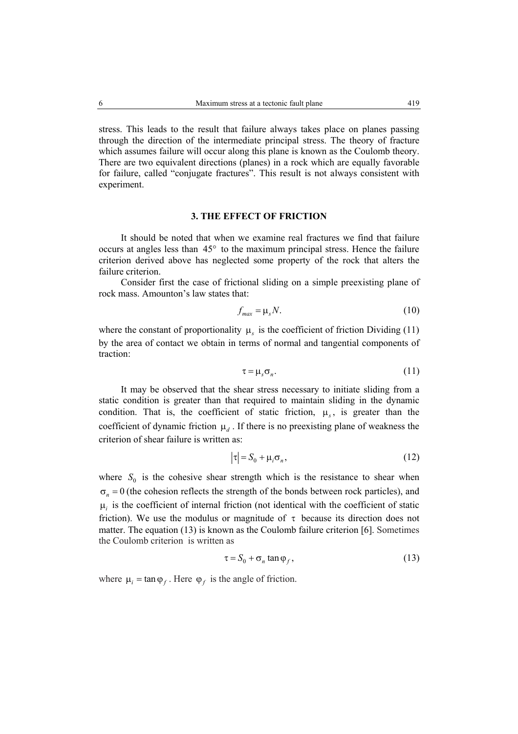stress. This leads to the result that failure always takes place on planes passing through the direction of the intermediate principal stress. The theory of fracture which assumes failure will occur along this plane is known as the Coulomb theory. There are two equivalent directions (planes) in a rock which are equally favorable for failure, called "conjugate fractures". This result is not always consistent with experiment.

## 3. THE EFFECT OF FRICTION

It should be noted that when we examine real fractures we find that failure occurs at angles less than $45°$ to the maximum principal stress. Hence the failure criterion derived above has neglected some property of the rock that alters the failure criterion.

Consider first the case of frictional sliding on a simple preexisting plane of rock mass. Amounton's law states that:

$$f_{max} = \mu_s N. \tag{10}$$

where the constant of proportionality $\mu_s$ is the coefficient of friction Dividing (11) by the area of contact we obtain in terms of normal and tangential components of traction:

$$\tau = \mu_s \sigma_n. \tag{11}$$

It may be observed that the shear stress necessary to initiate sliding from a static condition is greater than that required to maintain sliding in the dynamic condition. That is, the coefficient of static friction, $\mu_s$, is greater than the coefficient of dynamic friction $\mu_d$. If there is no preexisting plane of weakness the criterion of shear failure is written as:

$$|\tau| = S_0 + \mu_i \sigma_n, \tag{12}$$

where $S_0$ is the cohesive shear strength which is the resistance to shear when $\sigma_n = 0$ (the cohesion reflects the strength of the bonds between rock particles), and $\mu_i$ is the coefficient of internal friction (not identical with the coefficient of static friction). We use the modulus or magnitude of $\tau$ because its direction does not matter. The equation (13) is known as the Coulomb failure criterion [6]. Sometimes the Coulomb criterion is written as

$$\tau = S_0 + \sigma_n \tan \varphi_f, \tag{13}$$

where $\mu_i = \tan \varphi_f$. Here $\varphi_f$ is the angle of friction.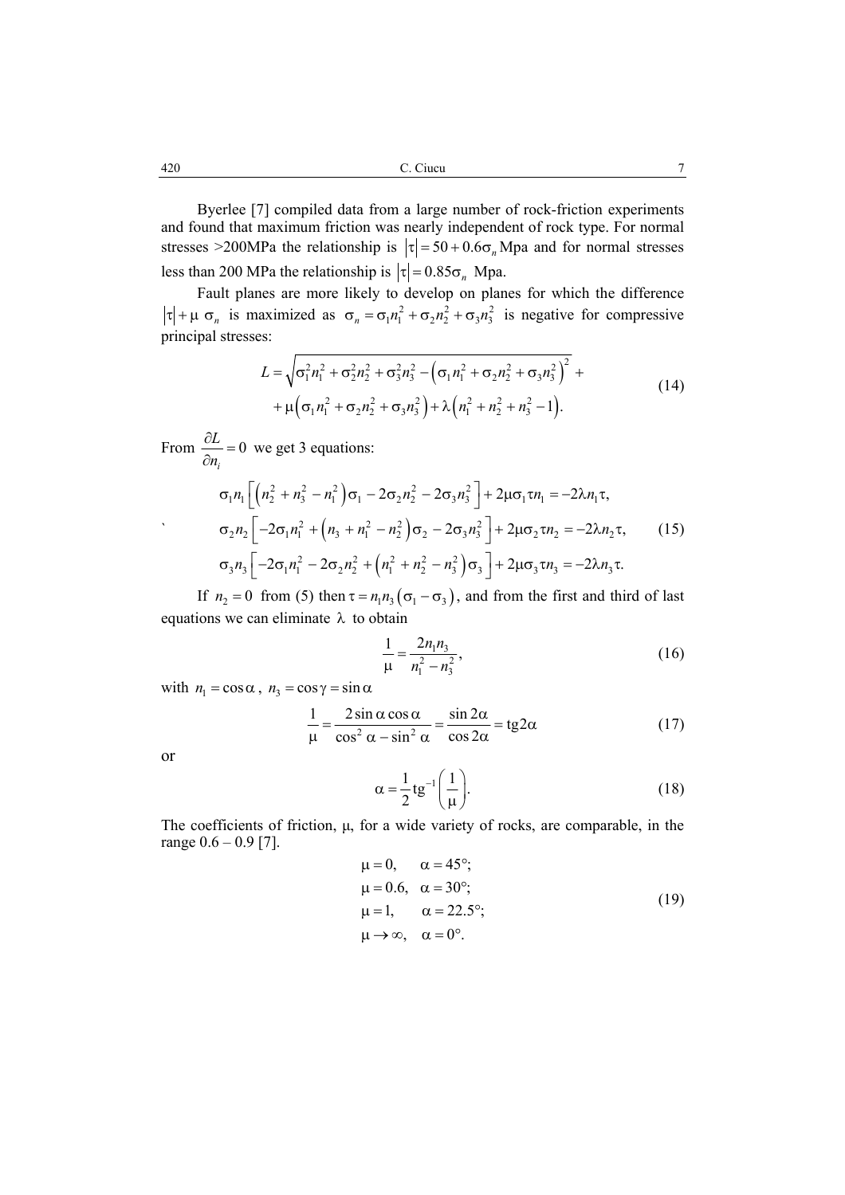Byerlee [7] compiled data from a large number of rock-friction experiments and found that maximum friction was nearly independent of rock type. For normal stresses >200MPa the relationship is $|\tau| = 50 + 0.6\sigma_n$ Mpa and for normal stresses less than 200 MPa the relationship is $|\tau| = 0.85\sigma_n$ Mpa.

Fault planes are more likely to develop on planes for which the difference $|\tau| + \mu\,\sigma_n$ is maximized as $\sigma_n = \sigma_1 n_1^2 + \sigma_2 n_2^2 + \sigma_3 n_3^2$ is negative for compressive principal stresses:

$$
\begin{aligned}
L = & \sqrt{\sigma_1^2 n_1^2 + \sigma_2^2 n_2^2 + \sigma_3^2 n_3^2 - \left(\sigma_1 n_1^2 + \sigma_2 n_2^2 + \sigma_3 n_3^2\right)^2} + \\
& + \mu\left(\sigma_1 n_1^2 + \sigma_2 n_2^2 + \sigma_3 n_3^2\right) + \lambda\left(n_1^2 + n_2^2 + n_3^2 - 1\right).
\end{aligned} \tag{14}
$$

From $\dfrac{\partial L}{\partial n_i} = 0$ we get 3 equations:

$$
\begin{aligned}
& \sigma_1 n_1\left[\left(n_2^2 + n_3^2 - n_1^2\right)\sigma_1 - 2\sigma_2 n_2^2 - 2\sigma_3 n_3^2\right] + 2\mu\sigma_1\tau n_1 = -2\lambda n_1\tau, \\
& \sigma_2 n_2\left[-2\sigma_1 n_1^2 + \left(n_3 + n_1^2 - n_2^2\right)\sigma_2 - 2\sigma_3 n_3^2\right] + 2\mu\sigma_2\tau n_2 = -2\lambda n_2\tau, \\
& \sigma_3 n_3\left[-2\sigma_1 n_1^2 - 2\sigma_2 n_2^2 + \left(n_1^2 + n_2^2 - n_3^2\right)\sigma_3\right] + 2\mu\sigma_3\tau n_3 = -2\lambda n_3\tau.
\end{aligned} \tag{15}
$$

If $n_2 = 0$ from (5) then $\tau = n_1 n_3\left(\sigma_1 - \sigma_3\right)$, and from the first and third of last equations we can eliminate $\lambda$ to obtain

$$
\frac{1}{\mu} = \frac{2n_1 n_3}{n_1^2 - n_3^2}, \tag{16}
$$

with $n_1 = \cos\alpha$, $n_3 = \cos\gamma = \sin\alpha$

$$
\frac{1}{\mu} = \frac{2\sin\alpha\cos\alpha}{\cos^2\alpha - \sin^2\alpha} = \frac{\sin 2\alpha}{\cos 2\alpha} = \mathrm{tg}2\alpha \tag{17}
$$

or

$$
\alpha = \frac{1}{2}\mathrm{tg}^{-1}\left(\frac{1}{\mu}\right). \tag{18}
$$

The coefficients of friction, $\mu$, for a wide variety of rocks, are comparable, in the range 0.6 – 0.9 [7].

$$
\begin{aligned}
& \mu = 0, \quad \alpha = 45^\circ; \\
& \mu = 0.6, \quad \alpha = 30^\circ; \\
& \mu = 1, \quad \alpha = 22.5^\circ; \\
& \mu \to \infty, \quad \alpha = 0^\circ.
\end{aligned} \tag{19}
$$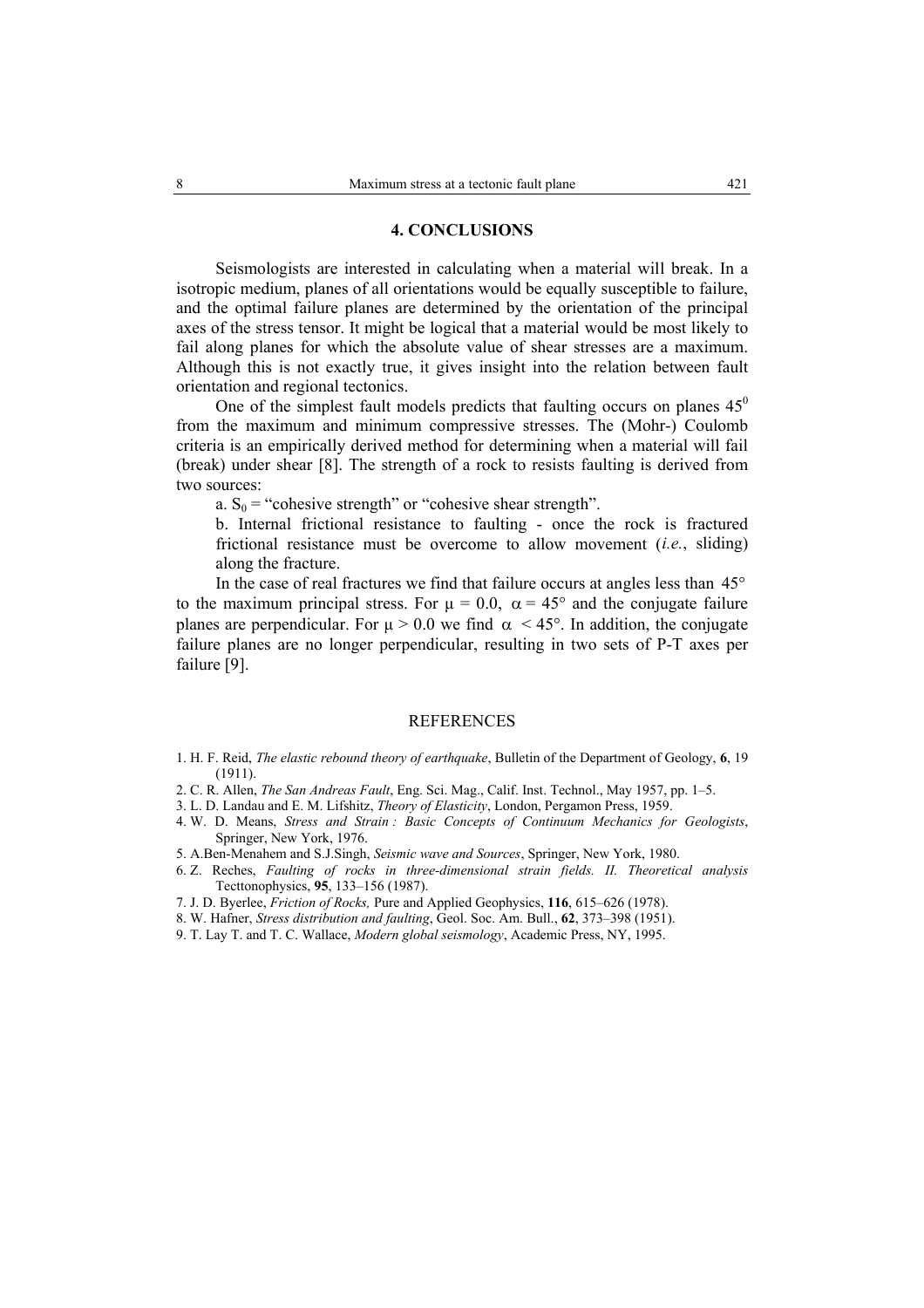## 4. CONCLUSIONS

Seismologists are interested in calculating when a material will break. In a isotropic medium, planes of all orientations would be equally susceptible to failure, and the optimal failure planes are determined by the orientation of the principal axes of the stress tensor. It might be logical that a material would be most likely to fail along planes for which the absolute value of shear stresses are a maximum. Although this is not exactly true, it gives insight into the relation between fault orientation and regional tectonics.

One of the simplest fault models predicts that faulting occurs on planes $45^0$ from the maximum and minimum compressive stresses. The (Mohr-) Coulomb criteria is an empirically derived method for determining when a material will fail (break) under shear [8]. The strength of a rock to resists faulting is derived from two sources:

a. $S_0$ = "cohesive strength" or "cohesive shear strength".

b. Internal frictional resistance to faulting - once the rock is fractured frictional resistance must be overcome to allow movement (*i.e.*, sliding) along the fracture.

In the case of real fractures we find that failure occurs at angles less than $45°$ to the maximum principal stress. For $\mu = 0.0$, $\alpha = 45°$ and the conjugate failure planes are perpendicular. For $\mu > 0.0$ we find $\alpha < 45°$. In addition, the conjugate failure planes are no longer perpendicular, resulting in two sets of P-T axes per failure [9].

## REFERENCES

1. H. F. Reid, *The elastic rebound theory of earthquake*, Bulletin of the Department of Geology, **6**, 19 (1911).
2. C. R. Allen, *The San Andreas Fault*, Eng. Sci. Mag., Calif. Inst. Technol., May 1957, pp. 1–5.
3. L. D. Landau and E. M. Lifshitz, *Theory of Elasticity*, London, Pergamon Press, 1959.
4. W. D. Means, *Stress and Strain : Basic Concepts of Continuum Mechanics for Geologists*, Springer, New York, 1976.
5. A.Ben-Menahem and S.J.Singh, *Seismic wave and Sources*, Springer, New York, 1980.
6. Z. Reches, *Faulting of rocks in three-dimensional strain fields. II. Theoretical analysis* Tecttonophysics, **95**, 133–156 (1987).
7. J. D. Byerlee, *Friction of Rocks,* Pure and Applied Geophysics, **116**, 615–626 (1978).
8. W. Hafner, *Stress distribution and faulting*, Geol. Soc. Am. Bull., **62**, 373–398 (1951).
9. T. Lay T. and T. C. Wallace, *Modern global seismology*, Academic Press, NY, 1995.